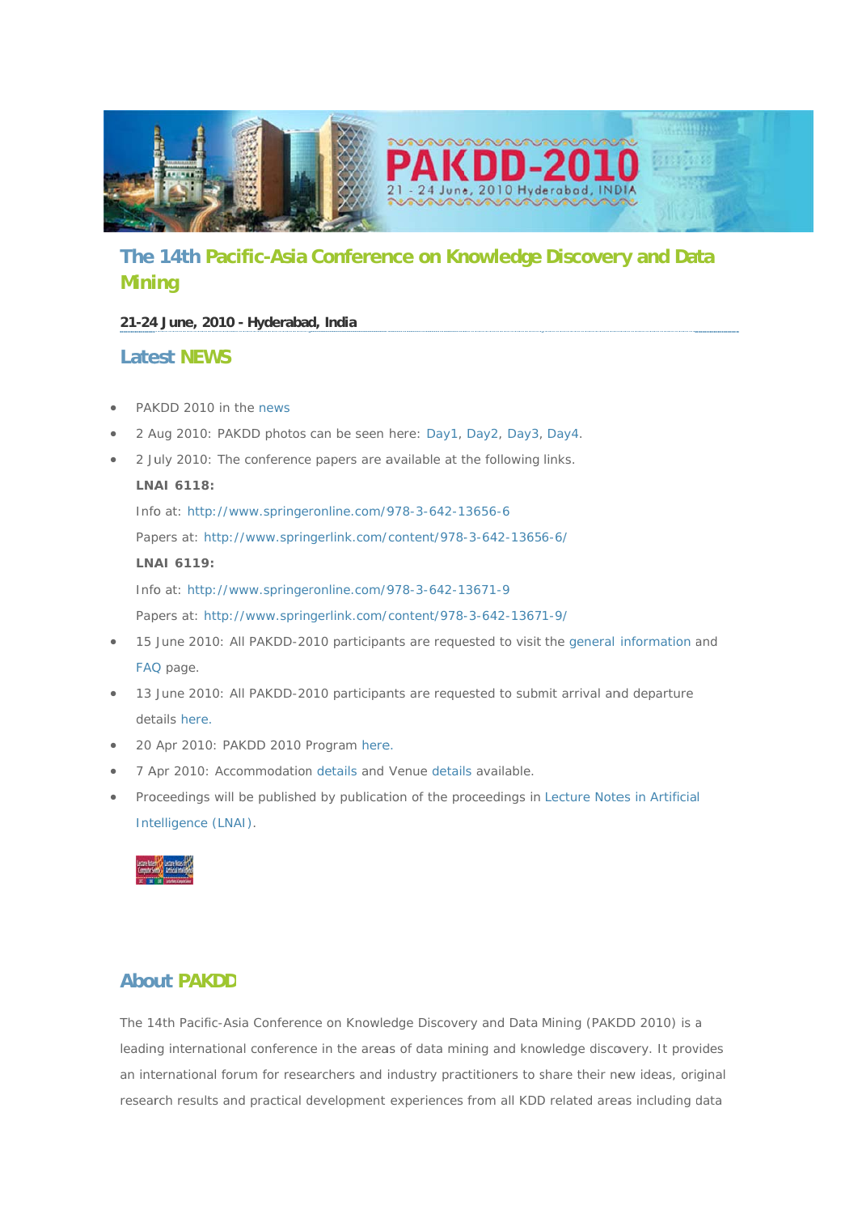# The 14th Pacific-Asia Conference on Knowledge Discovery and Data Mining

**21-24 June, 2010 - Hyderabad, India**

## Latest NEWS

- PAKDD 2010 in the news
- 2 Aug 2010: PAKDD photos can be seen here: Day1, Day2, Day3, Day4.
- 2 July 2010: The conference papers are available at the following links.

  **LNAI 6118:**

  Info at: http://www.springeronline.com/978-3-642-13656-6

  Papers at: http://www.springerlink.com/content/978-3-642-13656-6/

  **LNAI 6119:**

  Info at: http://www.springeronline.com/978-3-642-13671-9

  Papers at: http://www.springerlink.com/content/978-3-642-13671-9/
- 15 June 2010: All PAKDD-2010 participants are requested to visit the general information and FAQ page.
- 13 June 2010: All PAKDD-2010 participants are requested to submit arrival and departure details here.
- 20 Apr 2010: PAKDD 2010 Program here.
- 7 Apr 2010: Accommodation details and Venue details available.
- Proceedings will be published by publication of the proceedings in Lecture Notes in Artificial Intelligence (LNAI).

## About PAKDD

The 14th Pacific-Asia Conference on Knowledge Discovery and Data Mining (PAKDD 2010) is a leading international conference in the areas of data mining and knowledge discovery. It provides an international forum for researchers and industry practitioners to share their new ideas, original research results and practical development experiences from all KDD related areas including data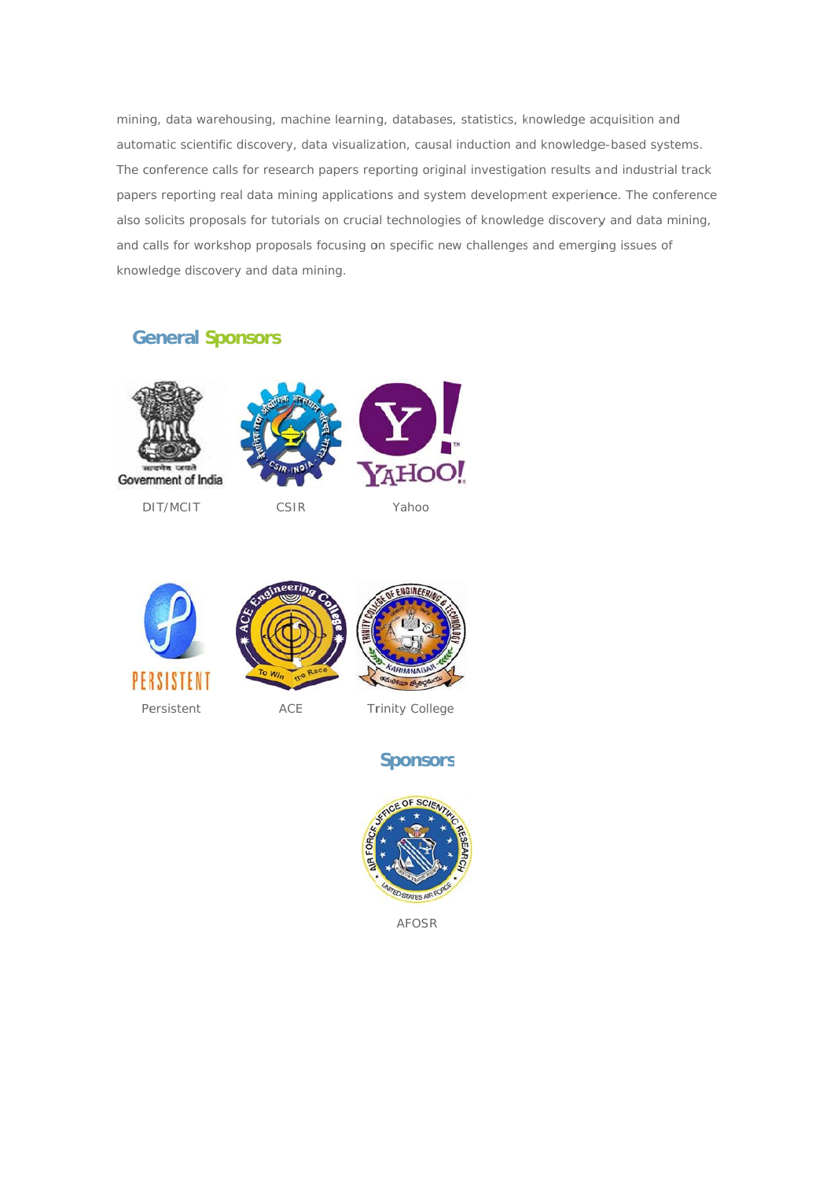mining, data warehousing, machine learning, databases, statistics, knowledge acquisition and automatic scientific discovery, data visualization, causal induction and knowledge-based systems. The conference calls for research papers reporting original investigation results and industrial track papers reporting real data mining applications and system development experience. The conference also solicits proposals for tutorials on crucial technologies of knowledge discovery and data mining, and calls for workshop proposals focusing on specific new challenges and emerging issues of knowledge discovery and data mining.

## General Sponsors

DIT/MCIT

CSIR

Yahoo

Persistent

ACE

Trinity College

## Sponsors

AFOSR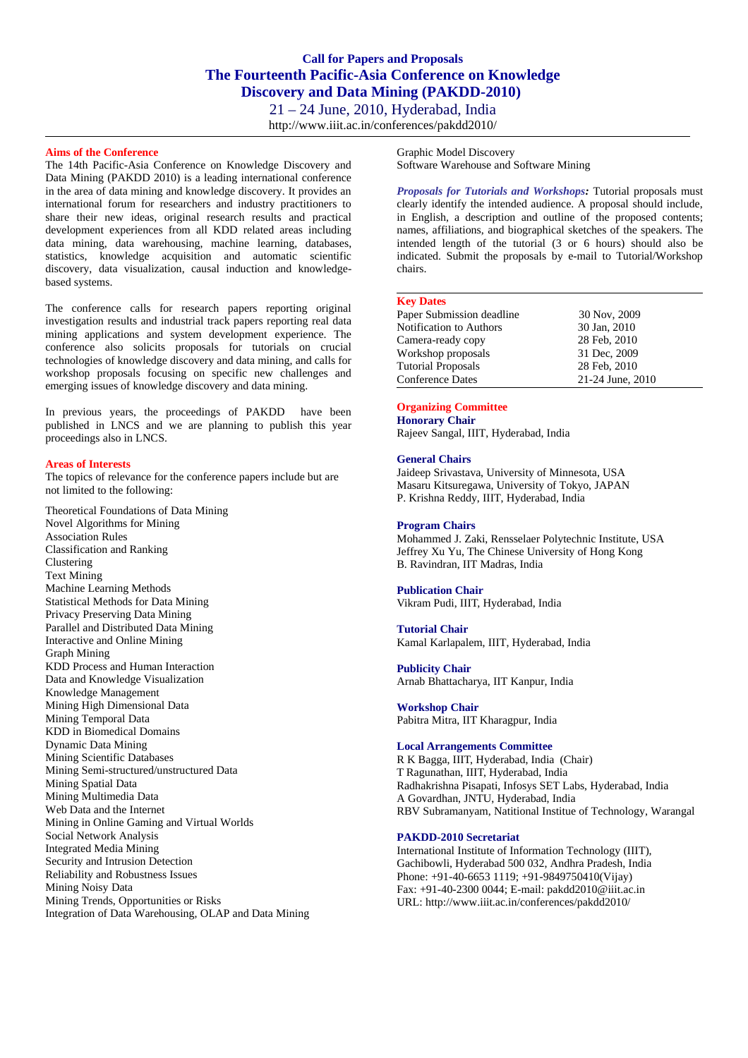# Call for Papers and Proposals

# The Fourteenth Pacific-Asia Conference on Knowledge Discovery and Data Mining (PAKDD-2010)

21 – 24 June, 2010, Hyderabad, India

http://www.iiit.ac.in/conferences/pakdd2010/

## Aims of the Conference

The 14th Pacific-Asia Conference on Knowledge Discovery and Data Mining (PAKDD 2010) is a leading international conference in the area of data mining and knowledge discovery. It provides an international forum for researchers and industry practitioners to share their new ideas, original research results and practical development experiences from all KDD related areas including data mining, data warehousing, machine learning, databases, statistics, knowledge acquisition and automatic scientific discovery, data visualization, causal induction and knowledge-based systems.

The conference calls for research papers reporting original investigation results and industrial track papers reporting real data mining applications and system development experience. The conference also solicits proposals for tutorials on crucial technologies of knowledge discovery and data mining, and calls for workshop proposals focusing on specific new challenges and emerging issues of knowledge discovery and data mining.

In previous years, the proceedings of PAKDD have been published in LNCS and we are planning to publish this year proceedings also in LNCS.

## Areas of Interests

The topics of relevance for the conference papers include but are not limited to the following:

Theoretical Foundations of Data Mining
Novel Algorithms for Mining
Association Rules
Classification and Ranking
Clustering
Text Mining
Machine Learning Methods
Statistical Methods for Data Mining
Privacy Preserving Data Mining
Parallel and Distributed Data Mining
Interactive and Online Mining
Graph Mining
KDD Process and Human Interaction
Data and Knowledge Visualization
Knowledge Management
Mining High Dimensional Data
Mining Temporal Data
KDD in Biomedical Domains
Dynamic Data Mining
Mining Scientific Databases
Mining Semi-structured/unstructured Data
Mining Spatial Data
Mining Multimedia Data
Web Data and the Internet
Mining in Online Gaming and Virtual Worlds
Social Network Analysis
Integrated Media Mining
Security and Intrusion Detection
Reliability and Robustness Issues
Mining Noisy Data
Mining Trends, Opportunities or Risks
Integration of Data Warehousing, OLAP and Data Mining
Graphic Model Discovery
Software Warehouse and Software Mining

***Proposals for Tutorials and Workshops:*** Tutorial proposals must clearly identify the intended audience. A proposal should include, in English, a description and outline of the proposed contents; names, affiliations, and biographical sketches of the speakers. The intended length of the tutorial (3 or 6 hours) should also be indicated. Submit the proposals by e-mail to Tutorial/Workshop chairs.

## Key Dates

| | |
|---|---|
| Paper Submission deadline | 30 Nov, 2009 |
| Notification to Authors | 30 Jan, 2010 |
| Camera-ready copy | 28 Feb, 2010 |
| Workshop proposals | 31 Dec, 2009 |
| Tutorial Proposals | 28 Feb, 2010 |
| Conference Dates | 21-24 June, 2010 |

## Organizing Committee

### Honorary Chair
Rajeev Sangal, IIIT, Hyderabad, India

### General Chairs
Jaideep Srivastava, University of Minnesota, USA
Masaru Kitsuregawa, University of Tokyo, JAPAN
P. Krishna Reddy, IIIT, Hyderabad, India

### Program Chairs
Mohammed J. Zaki, Rensselaer Polytechnic Institute, USA
Jeffrey Xu Yu, The Chinese University of Hong Kong
B. Ravindran, IIT Madras, India

### Publication Chair
Vikram Pudi, IIIT, Hyderabad, India

### Tutorial Chair
Kamal Karlapalem, IIIT, Hyderabad, India

### Publicity Chair
Arnab Bhattacharya, IIT Kanpur, India

### Workshop Chair
Pabitra Mitra, IIT Kharagpur, India

### Local Arrangements Committee
R K Bagga, IIIT, Hyderabad, India (Chair)
T Ragunathan, IIIT, Hyderabad, India
Radhakrishna Pisapati, Infosys SET Labs, Hyderabad, India
A Govardhan, JNTU, Hyderabad, India
RBV Subramanyam, Natitional Institue of Technology, Warangal

### PAKDD-2010 Secretariat
International Institute of Information Technology (IIIT),
Gachibowli, Hyderabad 500 032, Andhra Pradesh, India
Phone: +91-40-6653 1119; +91-9849750410(Vijay)
Fax: +91-40-2300 0044; E-mail: pakdd2010@iiit.ac.in
URL: http://www.iiit.ac.in/conferences/pakdd2010/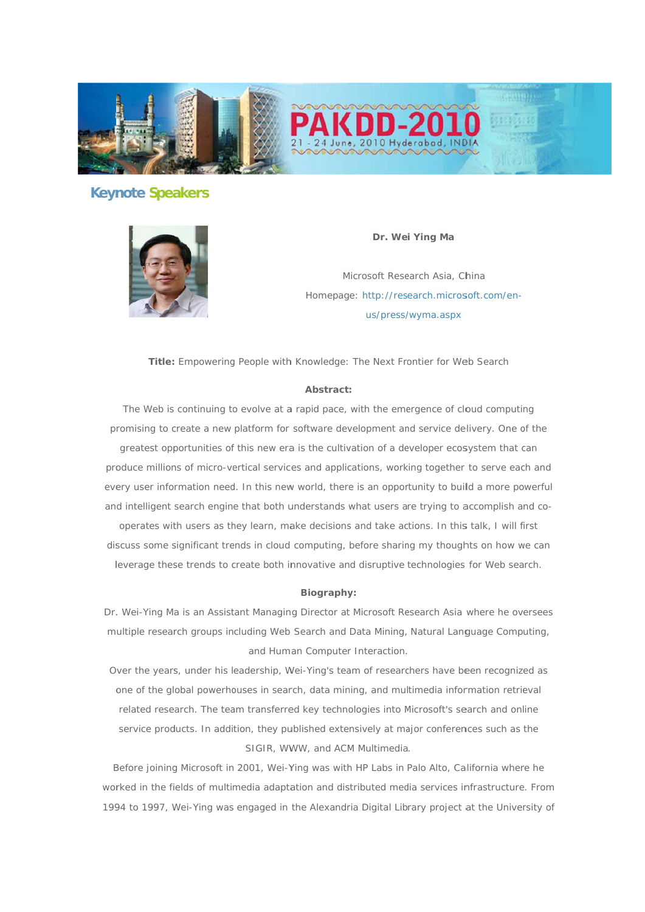## Keynote Speakers

**Dr. Wei Ying Ma**

Microsoft Research Asia, China

Homepage: http://research.microsoft.com/en-us/press/wyma.aspx

**Title:** Empowering People with Knowledge: The Next Frontier for Web Search

**Abstract:**

The Web is continuing to evolve at a rapid pace, with the emergence of cloud computing promising to create a new platform for software development and service delivery. One of the greatest opportunities of this new era is the cultivation of a developer ecosystem that can produce millions of micro-vertical services and applications, working together to serve each and every user information need. In this new world, there is an opportunity to build a more powerful and intelligent search engine that both understands what users are trying to accomplish and co-operates with users as they learn, make decisions and take actions. In this talk, I will first discuss some significant trends in cloud computing, before sharing my thoughts on how we can leverage these trends to create both innovative and disruptive technologies for Web search.

**Biography:**

Dr. Wei-Ying Ma is an Assistant Managing Director at Microsoft Research Asia where he oversees multiple research groups including Web Search and Data Mining, Natural Language Computing, and Human Computer Interaction.

Over the years, under his leadership, Wei-Ying's team of researchers have been recognized as one of the global powerhouses in search, data mining, and multimedia information retrieval related research. The team transferred key technologies into Microsoft's search and online service products. In addition, they published extensively at major conferences such as the SIGIR, WWW, and ACM Multimedia.

Before joining Microsoft in 2001, Wei-Ying was with HP Labs in Palo Alto, California where he worked in the fields of multimedia adaptation and distributed media services infrastructure. From 1994 to 1997, Wei-Ying was engaged in the Alexandria Digital Library project at the University of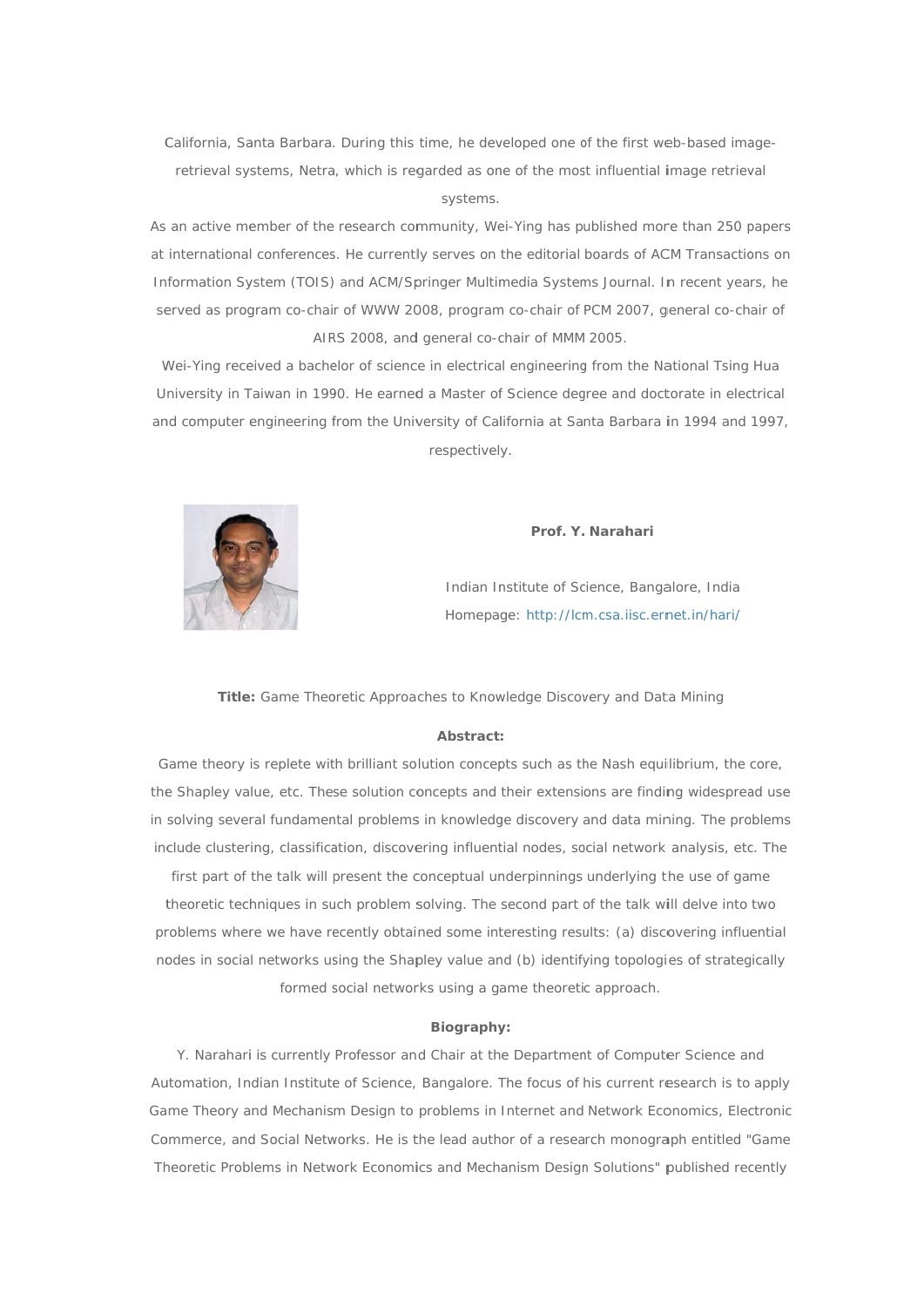California, Santa Barbara. During this time, he developed one of the first web-based image-retrieval systems, Netra, which is regarded as one of the most influential image retrieval systems.

As an active member of the research community, Wei-Ying has published more than 250 papers at international conferences. He currently serves on the editorial boards of ACM Transactions on Information System (TOIS) and ACM/Springer Multimedia Systems Journal. In recent years, he served as program co-chair of WWW 2008, program co-chair of PCM 2007, general co-chair of AIRS 2008, and general co-chair of MMM 2005.

Wei-Ying received a bachelor of science in electrical engineering from the National Tsing Hua University in Taiwan in 1990. He earned a Master of Science degree and doctorate in electrical and computer engineering from the University of California at Santa Barbara in 1994 and 1997, respectively.

**Prof. Y. Narahari**

Indian Institute of Science, Bangalore, India

Homepage: http://lcm.csa.iisc.ernet.in/hari/

**Title:** Game Theoretic Approaches to Knowledge Discovery and Data Mining

**Abstract:**

Game theory is replete with brilliant solution concepts such as the Nash equilibrium, the core, the Shapley value, etc. These solution concepts and their extensions are finding widespread use in solving several fundamental problems in knowledge discovery and data mining. The problems include clustering, classification, discovering influential nodes, social network analysis, etc. The first part of the talk will present the conceptual underpinnings underlying the use of game theoretic techniques in such problem solving. The second part of the talk will delve into two problems where we have recently obtained some interesting results: (a) discovering influential nodes in social networks using the Shapley value and (b) identifying topologies of strategically formed social networks using a game theoretic approach.

**Biography:**

Y. Narahari is currently Professor and Chair at the Department of Computer Science and Automation, Indian Institute of Science, Bangalore. The focus of his current research is to apply Game Theory and Mechanism Design to problems in Internet and Network Economics, Electronic Commerce, and Social Networks. He is the lead author of a research monograph entitled "Game Theoretic Problems in Network Economics and Mechanism Design Solutions" published recently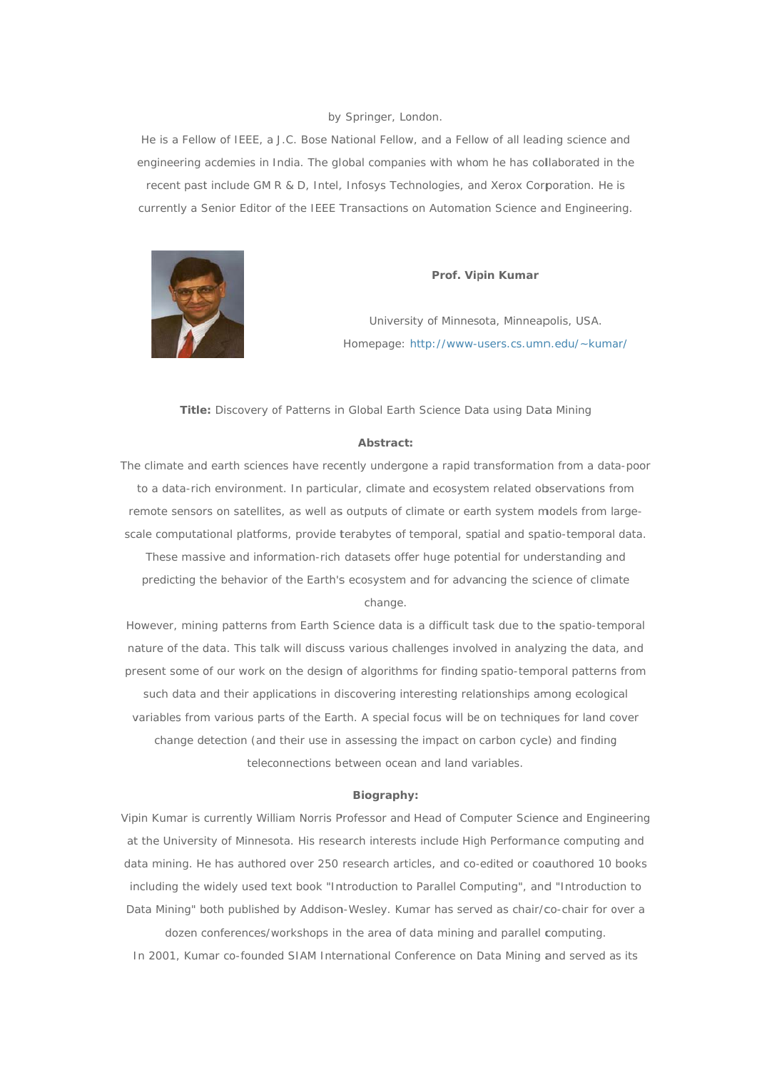by Springer, London.

He is a Fellow of IEEE, a J.C. Bose National Fellow, and a Fellow of all leading science and engineering acdemies in India. The global companies with whom he has collaborated in the recent past include GM R & D, Intel, Infosys Technologies, and Xerox Corporation. He is currently a Senior Editor of the IEEE Transactions on Automation Science and Engineering.

**Prof. Vipin Kumar**

University of Minnesota, Minneapolis, USA.

Homepage: http://www-users.cs.umn.edu/~kumar/

**Title:** Discovery of Patterns in Global Earth Science Data using Data Mining

**Abstract:**

The climate and earth sciences have recently undergone a rapid transformation from a data-poor to a data-rich environment. In particular, climate and ecosystem related observations from remote sensors on satellites, as well as outputs of climate or earth system models from large-scale computational platforms, provide terabytes of temporal, spatial and spatio-temporal data. These massive and information-rich datasets offer huge potential for understanding and predicting the behavior of the Earth's ecosystem and for advancing the science of climate change.

However, mining patterns from Earth Science data is a difficult task due to the spatio-temporal nature of the data. This talk will discuss various challenges involved in analyzing the data, and present some of our work on the design of algorithms for finding spatio-temporal patterns from such data and their applications in discovering interesting relationships among ecological variables from various parts of the Earth. A special focus will be on techniques for land cover change detection (and their use in assessing the impact on carbon cycle) and finding teleconnections between ocean and land variables.

**Biography:**

Vipin Kumar is currently William Norris Professor and Head of Computer Science and Engineering at the University of Minnesota. His research interests include High Performance computing and data mining. He has authored over 250 research articles, and co-edited or coauthored 10 books including the widely used text book "Introduction to Parallel Computing", and "Introduction to Data Mining" both published by Addison-Wesley. Kumar has served as chair/co-chair for over a dozen conferences/workshops in the area of data mining and parallel computing.

In 2001, Kumar co-founded SIAM International Conference on Data Mining and served as its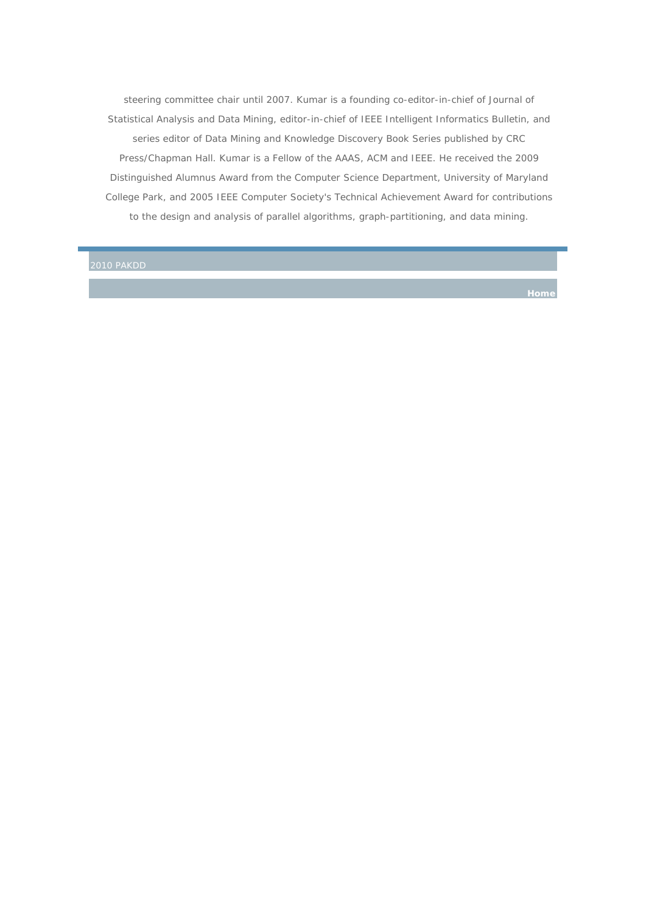steering committee chair until 2007. Kumar is a founding co-editor-in-chief of Journal of Statistical Analysis and Data Mining, editor-in-chief of IEEE Intelligent Informatics Bulletin, and series editor of Data Mining and Knowledge Discovery Book Series published by CRC Press/Chapman Hall. Kumar is a Fellow of the AAAS, ACM and IEEE. He received the 2009 Distinguished Alumnus Award from the Computer Science Department, University of Maryland College Park, and 2005 IEEE Computer Society's Technical Achievement Award for contributions to the design and analysis of parallel algorithms, graph-partitioning, and data mining.

2010 PAKDD

**Home**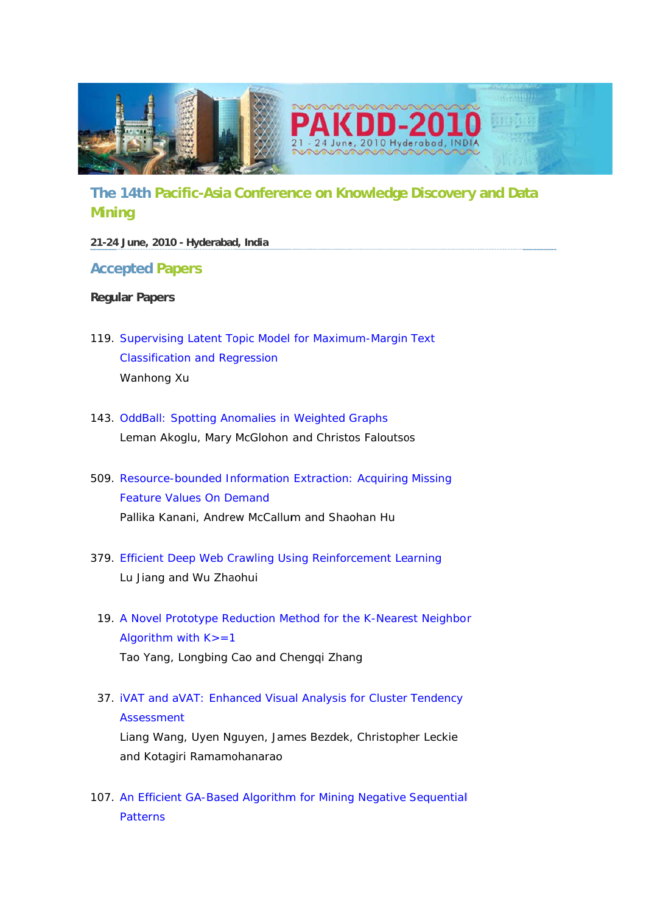# The 14th Pacific-Asia Conference on Knowledge Discovery and Data Mining

**21-24 June, 2010 - Hyderabad, India**

## Accepted Papers

### Regular Papers

119. Supervising Latent Topic Model for Maximum-Margin Text Classification and Regression
   Wanhong Xu

143. OddBall: Spotting Anomalies in Weighted Graphs
   Leman Akoglu, Mary McGlohon and Christos Faloutsos

509. Resource-bounded Information Extraction: Acquiring Missing Feature Values On Demand
   Pallika Kanani, Andrew McCallum and Shaohan Hu

379. Efficient Deep Web Crawling Using Reinforcement Learning
   Lu Jiang and Wu Zhaohui

19. A Novel Prototype Reduction Method for the K-Nearest Neighbor Algorithm with K>=1
   Tao Yang, Longbing Cao and Chengqi Zhang

37. iVAT and aVAT: Enhanced Visual Analysis for Cluster Tendency Assessment
   Liang Wang, Uyen Nguyen, James Bezdek, Christopher Leckie and Kotagiri Ramamohanarao

107. An Efficient GA-Based Algorithm for Mining Negative Sequential Patterns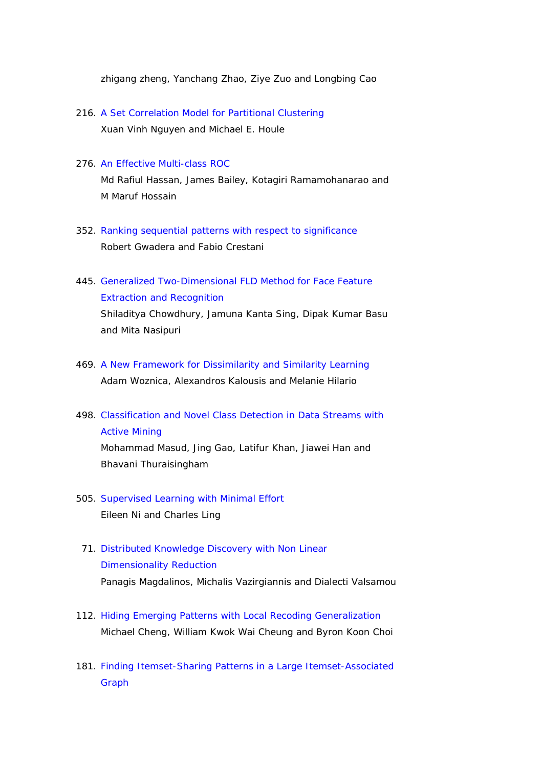zhigang zheng, Yanchang Zhao, Ziye Zuo and Longbing Cao

216. A Set Correlation Model for Partitional Clustering
Xuan Vinh Nguyen and Michael E. Houle

276. An Effective Multi-class ROC
Md Rafiul Hassan, James Bailey, Kotagiri Ramamohanarao and M Maruf Hossain

352. Ranking sequential patterns with respect to significance
Robert Gwadera and Fabio Crestani

445. Generalized Two-Dimensional FLD Method for Face Feature Extraction and Recognition
Shiladitya Chowdhury, Jamuna Kanta Sing, Dipak Kumar Basu and Mita Nasipuri

469. A New Framework for Dissimilarity and Similarity Learning
Adam Woznica, Alexandros Kalousis and Melanie Hilario

498. Classification and Novel Class Detection in Data Streams with Active Mining
Mohammad Masud, Jing Gao, Latifur Khan, Jiawei Han and Bhavani Thuraisingham

505. Supervised Learning with Minimal Effort
Eileen Ni and Charles Ling

71. Distributed Knowledge Discovery with Non Linear Dimensionality Reduction
Panagis Magdalinos, Michalis Vazirgiannis and Dialecti Valsamou

112. Hiding Emerging Patterns with Local Recoding Generalization
Michael Cheng, William Kwok Wai Cheung and Byron Koon Choi

181. Finding Itemset-Sharing Patterns in a Large Itemset-Associated Graph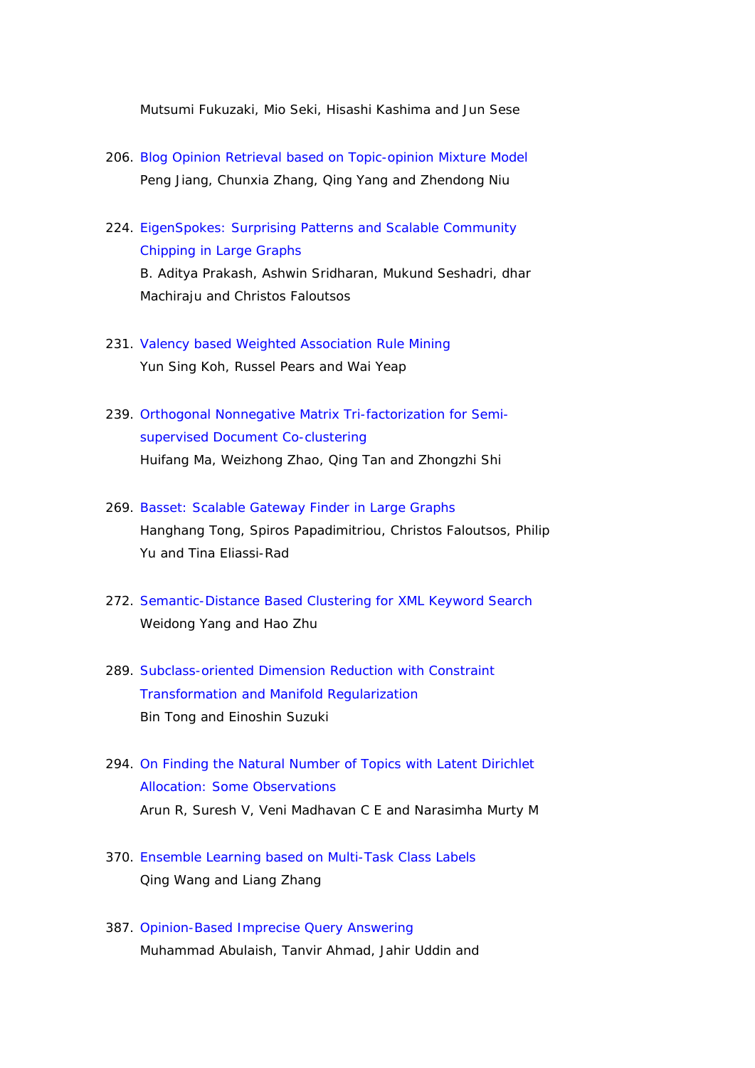Mutsumi Fukuzaki, Mio Seki, Hisashi Kashima and Jun Sese

206. Blog Opinion Retrieval based on Topic-opinion Mixture Model
Peng Jiang, Chunxia Zhang, Qing Yang and Zhendong Niu

224. EigenSpokes: Surprising Patterns and Scalable Community Chipping in Large Graphs
B. Aditya Prakash, Ashwin Sridharan, Mukund Seshadri, dhar Machiraju and Christos Faloutsos

231. Valency based Weighted Association Rule Mining
Yun Sing Koh, Russel Pears and Wai Yeap

239. Orthogonal Nonnegative Matrix Tri-factorization for Semi-supervised Document Co-clustering
Huifang Ma, Weizhong Zhao, Qing Tan and Zhongzhi Shi

269. Basset: Scalable Gateway Finder in Large Graphs
Hanghang Tong, Spiros Papadimitriou, Christos Faloutsos, Philip Yu and Tina Eliassi-Rad

272. Semantic-Distance Based Clustering for XML Keyword Search
Weidong Yang and Hao Zhu

289. Subclass-oriented Dimension Reduction with Constraint Transformation and Manifold Regularization
Bin Tong and Einoshin Suzuki

294. On Finding the Natural Number of Topics with Latent Dirichlet Allocation: Some Observations
Arun R, Suresh V, Veni Madhavan C E and Narasimha Murty M

370. Ensemble Learning based on Multi-Task Class Labels
Qing Wang and Liang Zhang

387. Opinion-Based Imprecise Query Answering
Muhammad Abulaish, Tanvir Ahmad, Jahir Uddin and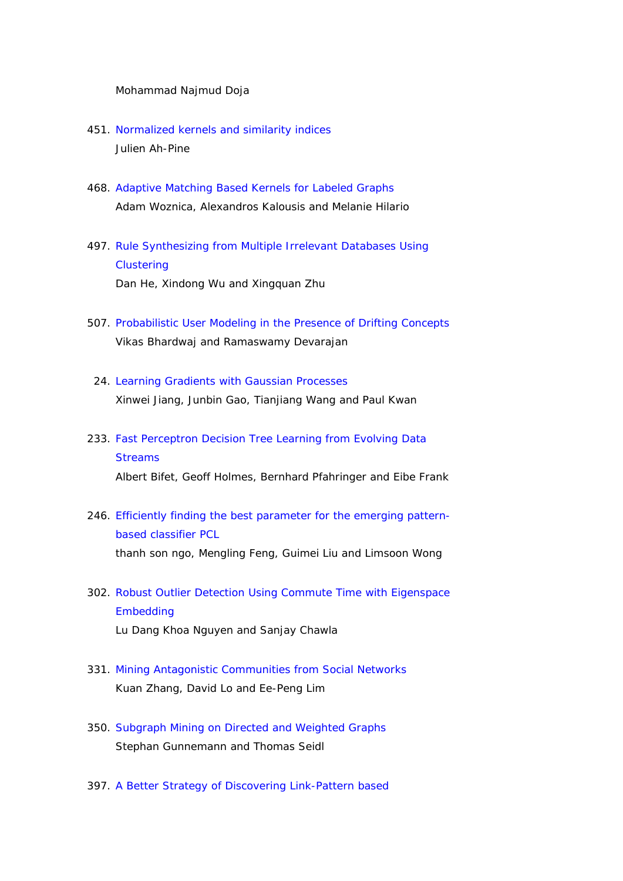Mohammad Najmud Doja

451. Normalized kernels and similarity indices
     Julien Ah-Pine

468. Adaptive Matching Based Kernels for Labeled Graphs
     Adam Woznica, Alexandros Kalousis and Melanie Hilario

497. Rule Synthesizing from Multiple Irrelevant Databases Using Clustering
     Dan He, Xindong Wu and Xingquan Zhu

507. Probabilistic User Modeling in the Presence of Drifting Concepts
     Vikas Bhardwaj and Ramaswamy Devarajan

24. Learning Gradients with Gaussian Processes
    Xinwei Jiang, Junbin Gao, Tianjiang Wang and Paul Kwan

233. Fast Perceptron Decision Tree Learning from Evolving Data Streams
     Albert Bifet, Geoff Holmes, Bernhard Pfahringer and Eibe Frank

246. Efficiently finding the best parameter for the emerging pattern-based classifier PCL
     thanh son ngo, Mengling Feng, Guimei Liu and Limsoon Wong

302. Robust Outlier Detection Using Commute Time with Eigenspace Embedding
     Lu Dang Khoa Nguyen and Sanjay Chawla

331. Mining Antagonistic Communities from Social Networks
     Kuan Zhang, David Lo and Ee-Peng Lim

350. Subgraph Mining on Directed and Weighted Graphs
     Stephan Gunnemann and Thomas Seidl

397. A Better Strategy of Discovering Link-Pattern based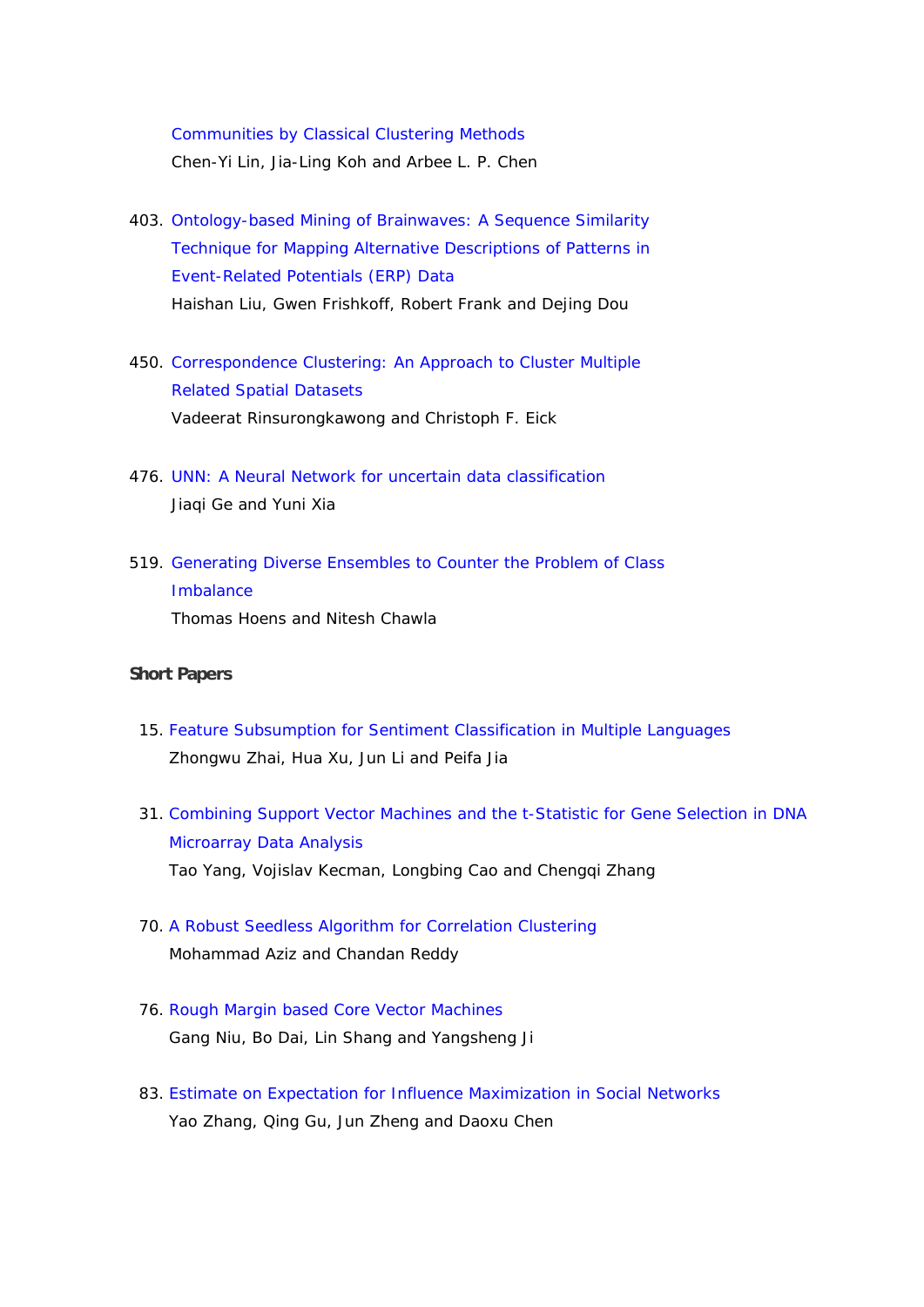Communities by Classical Clustering Methods
Chen-Yi Lin, Jia-Ling Koh and Arbee L. P. Chen

403. Ontology-based Mining of Brainwaves: A Sequence Similarity Technique for Mapping Alternative Descriptions of Patterns in Event-Related Potentials (ERP) Data
Haishan Liu, Gwen Frishkoff, Robert Frank and Dejing Dou

450. Correspondence Clustering: An Approach to Cluster Multiple Related Spatial Datasets
Vadeerat Rinsurongkawong and Christoph F. Eick

476. UNN: A Neural Network for uncertain data classification
Jiaqi Ge and Yuni Xia

519. Generating Diverse Ensembles to Counter the Problem of Class Imbalance
Thomas Hoens and Nitesh Chawla

**Short Papers**

15. Feature Subsumption for Sentiment Classification in Multiple Languages
Zhongwu Zhai, Hua Xu, Jun Li and Peifa Jia

31. Combining Support Vector Machines and the t-Statistic for Gene Selection in DNA Microarray Data Analysis
Tao Yang, Vojislav Kecman, Longbing Cao and Chengqi Zhang

70. A Robust Seedless Algorithm for Correlation Clustering
Mohammad Aziz and Chandan Reddy

76. Rough Margin based Core Vector Machines
Gang Niu, Bo Dai, Lin Shang and Yangsheng Ji

83. Estimate on Expectation for Influence Maximization in Social Networks
Yao Zhang, Qing Gu, Jun Zheng and Daoxu Chen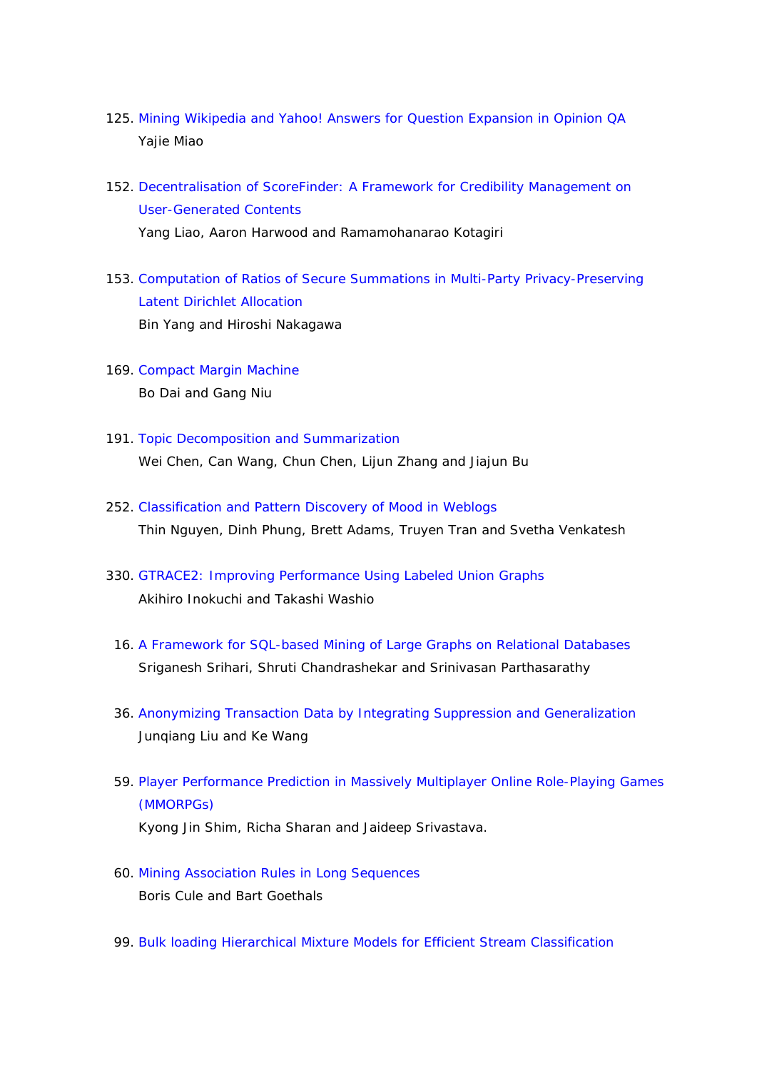125. Mining Wikipedia and Yahoo! Answers for Question Expansion in Opinion QA
     Yajie Miao

152. Decentralisation of ScoreFinder: A Framework for Credibility Management on User-Generated Contents
     Yang Liao, Aaron Harwood and Ramamohanarao Kotagiri

153. Computation of Ratios of Secure Summations in Multi-Party Privacy-Preserving Latent Dirichlet Allocation
     Bin Yang and Hiroshi Nakagawa

169. Compact Margin Machine
     Bo Dai and Gang Niu

191. Topic Decomposition and Summarization
     Wei Chen, Can Wang, Chun Chen, Lijun Zhang and Jiajun Bu

252. Classification and Pattern Discovery of Mood in Weblogs
     Thin Nguyen, Dinh Phung, Brett Adams, Truyen Tran and Svetha Venkatesh

330. GTRACE2: Improving Performance Using Labeled Union Graphs
     Akihiro Inokuchi and Takashi Washio

16. A Framework for SQL-based Mining of Large Graphs on Relational Databases
    Sriganesh Srihari, Shruti Chandrashekar and Srinivasan Parthasarathy

36. Anonymizing Transaction Data by Integrating Suppression and Generalization
    Junqiang Liu and Ke Wang

59. Player Performance Prediction in Massively Multiplayer Online Role-Playing Games (MMORPGs)
    Kyong Jin Shim, Richa Sharan and Jaideep Srivastava.

60. Mining Association Rules in Long Sequences
    Boris Cule and Bart Goethals

99. Bulk loading Hierarchical Mixture Models for Efficient Stream Classification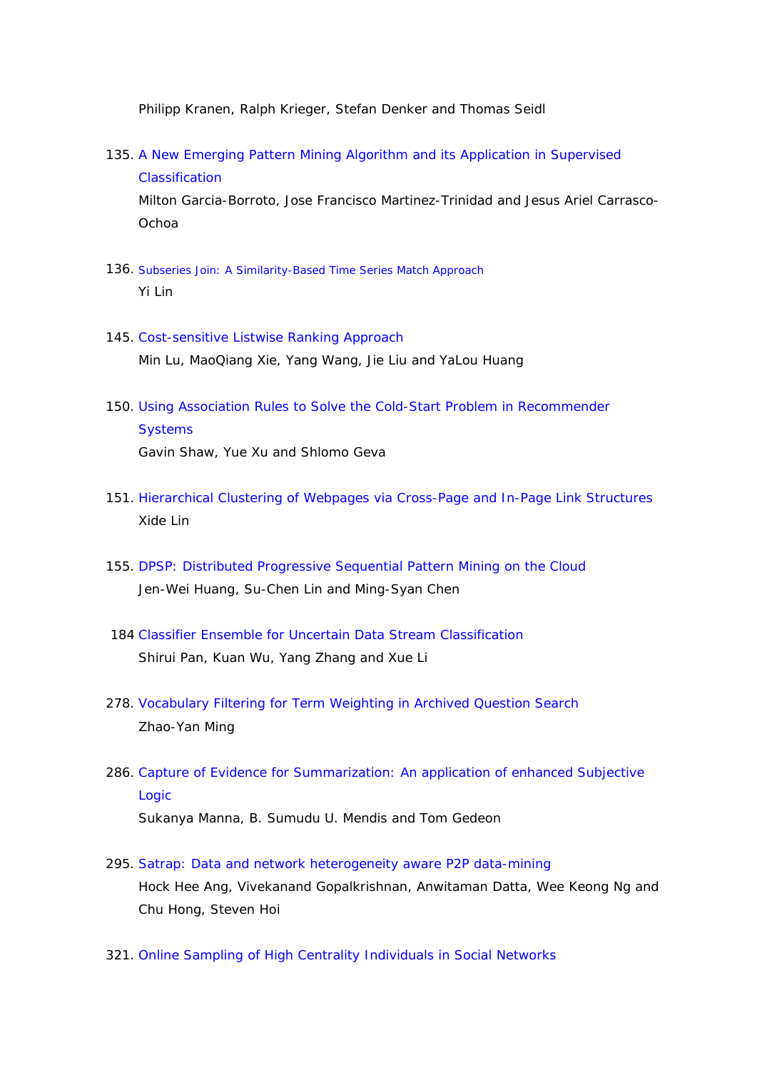Philipp Kranen, Ralph Krieger, Stefan Denker and Thomas Seidl

135. A New Emerging Pattern Mining Algorithm and its Application in Supervised Classification
Milton Garcia-Borroto, Jose Francisco Martinez-Trinidad and Jesus Ariel Carrasco-Ochoa

136. Subseries Join: A Similarity-Based Time Series Match Approach
Yi Lin

145. Cost-sensitive Listwise Ranking Approach
Min Lu, MaoQiang Xie, Yang Wang, Jie Liu and YaLou Huang

150. Using Association Rules to Solve the Cold-Start Problem in Recommender Systems
Gavin Shaw, Yue Xu and Shlomo Geva

151. Hierarchical Clustering of Webpages via Cross-Page and In-Page Link Structures
Xide Lin

155. DPSP: Distributed Progressive Sequential Pattern Mining on the Cloud
Jen-Wei Huang, Su-Chen Lin and Ming-Syan Chen

184 Classifier Ensemble for Uncertain Data Stream Classification
Shirui Pan, Kuan Wu, Yang Zhang and Xue Li

278. Vocabulary Filtering for Term Weighting in Archived Question Search
Zhao-Yan Ming

286. Capture of Evidence for Summarization: An application of enhanced Subjective Logic
Sukanya Manna, B. Sumudu U. Mendis and Tom Gedeon

295. Satrap: Data and network heterogeneity aware P2P data-mining
Hock Hee Ang, Vivekanand Gopalkrishnan, Anwitaman Datta, Wee Keong Ng and Chu Hong, Steven Hoi

321. Online Sampling of High Centrality Individuals in Social Networks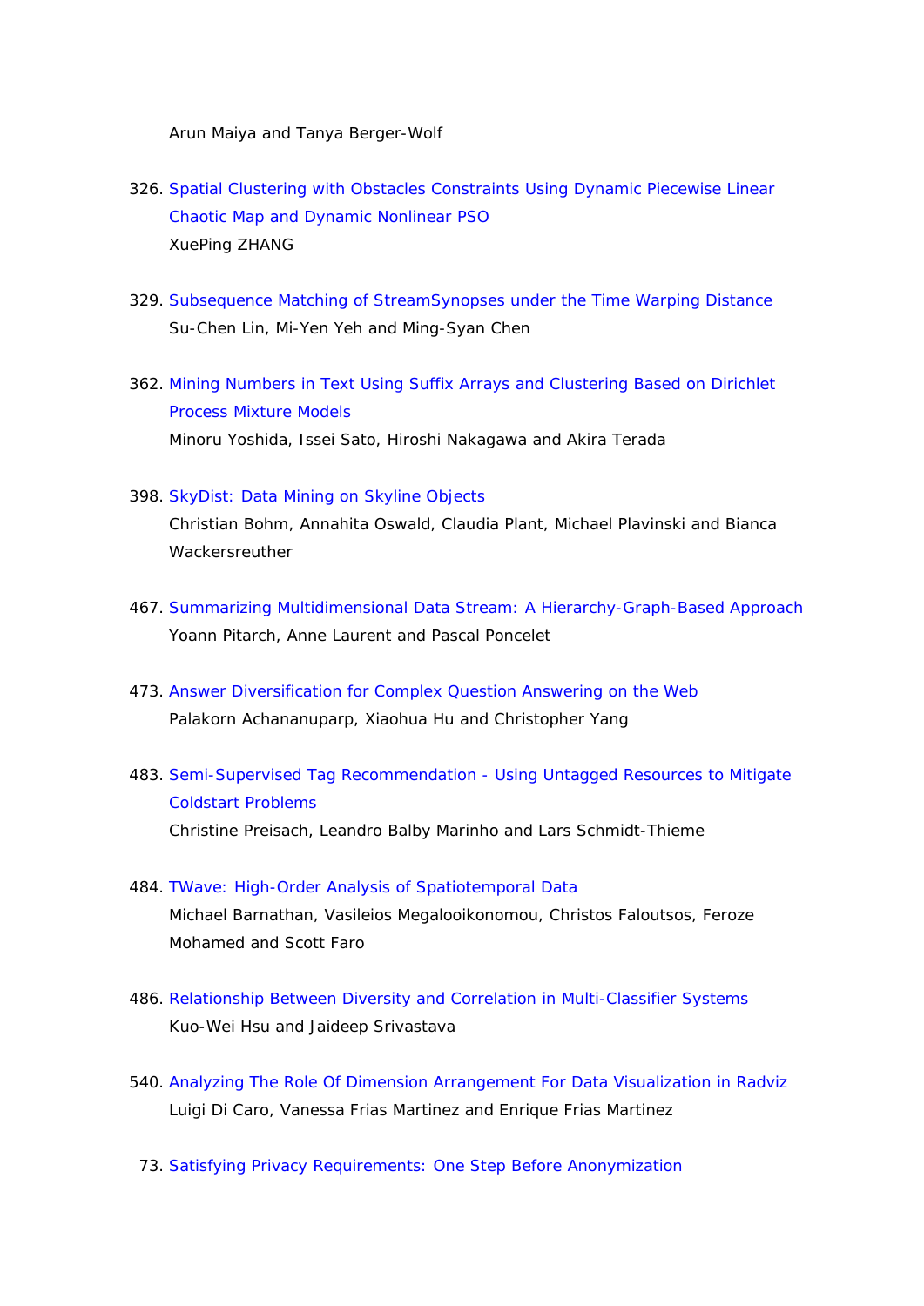Arun Maiya and Tanya Berger-Wolf

326. Spatial Clustering with Obstacles Constraints Using Dynamic Piecewise Linear Chaotic Map and Dynamic Nonlinear PSO
XuePing ZHANG

329. Subsequence Matching of StreamSynopses under the Time Warping Distance
Su-Chen Lin, Mi-Yen Yeh and Ming-Syan Chen

362. Mining Numbers in Text Using Suffix Arrays and Clustering Based on Dirichlet Process Mixture Models
Minoru Yoshida, Issei Sato, Hiroshi Nakagawa and Akira Terada

398. SkyDist: Data Mining on Skyline Objects
Christian Bohm, Annahita Oswald, Claudia Plant, Michael Plavinski and Bianca Wackersreuther

467. Summarizing Multidimensional Data Stream: A Hierarchy-Graph-Based Approach
Yoann Pitarch, Anne Laurent and Pascal Poncelet

473. Answer Diversification for Complex Question Answering on the Web
Palakorn Achananuparp, Xiaohua Hu and Christopher Yang

483. Semi-Supervised Tag Recommendation - Using Untagged Resources to Mitigate Coldstart Problems
Christine Preisach, Leandro Balby Marinho and Lars Schmidt-Thieme

484. TWave: High-Order Analysis of Spatiotemporal Data
Michael Barnathan, Vasileios Megalooikonomou, Christos Faloutsos, Feroze Mohamed and Scott Faro

486. Relationship Between Diversity and Correlation in Multi-Classifier Systems
Kuo-Wei Hsu and Jaideep Srivastava

540. Analyzing The Role Of Dimension Arrangement For Data Visualization in Radviz
Luigi Di Caro, Vanessa Frias Martinez and Enrique Frias Martinez

73. Satisfying Privacy Requirements: One Step Before Anonymization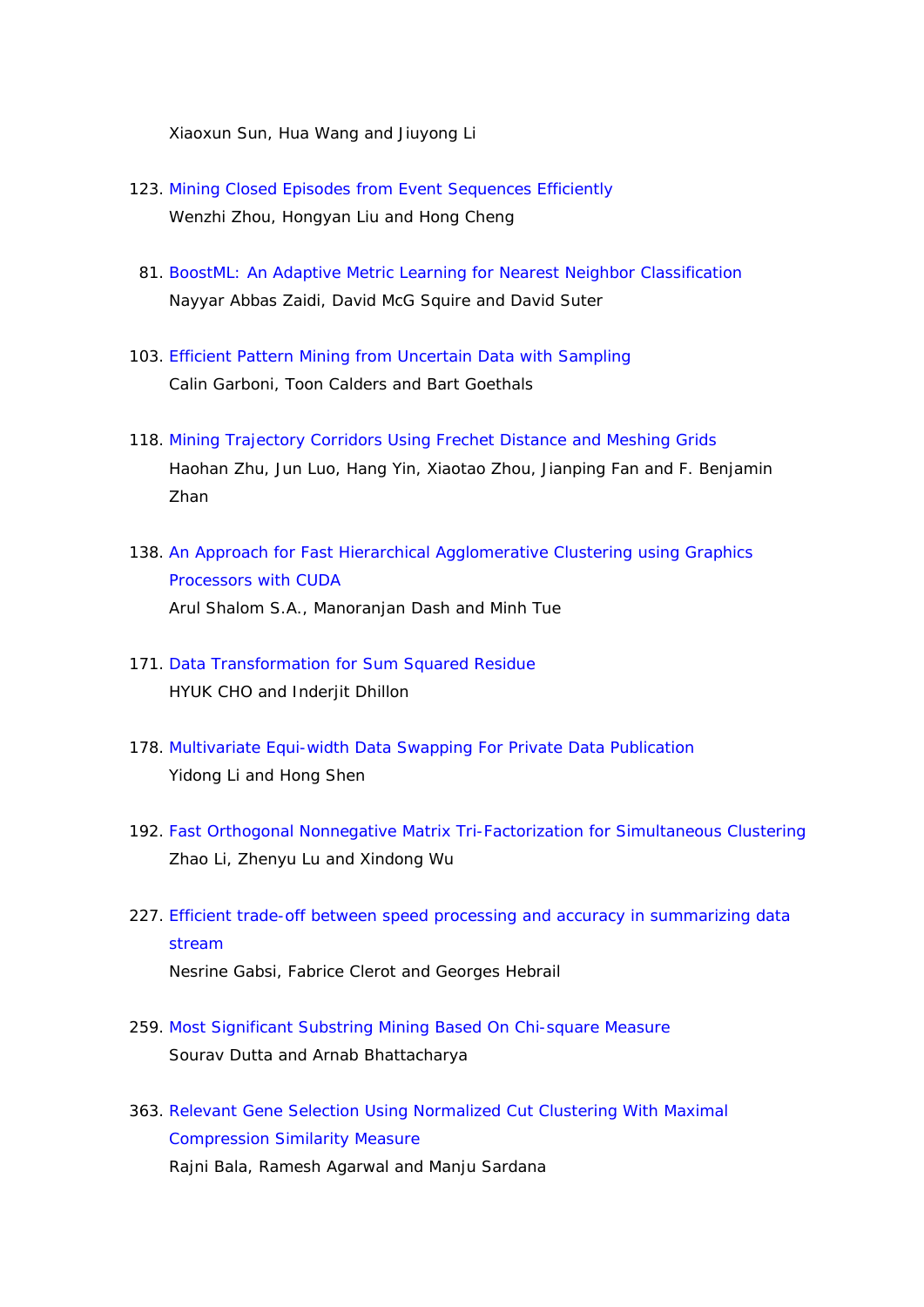Xiaoxun Sun, Hua Wang and Jiuyong Li

123. Mining Closed Episodes from Event Sequences Efficiently
Wenzhi Zhou, Hongyan Liu and Hong Cheng

81. BoostML: An Adaptive Metric Learning for Nearest Neighbor Classification
Nayyar Abbas Zaidi, David McG Squire and David Suter

103. Efficient Pattern Mining from Uncertain Data with Sampling
Calin Garboni, Toon Calders and Bart Goethals

118. Mining Trajectory Corridors Using Frechet Distance and Meshing Grids
Haohan Zhu, Jun Luo, Hang Yin, Xiaotao Zhou, Jianping Fan and F. Benjamin Zhan

138. An Approach for Fast Hierarchical Agglomerative Clustering using Graphics Processors with CUDA
Arul Shalom S.A., Manoranjan Dash and Minh Tue

171. Data Transformation for Sum Squared Residue
HYUK CHO and Inderjit Dhillon

178. Multivariate Equi-width Data Swapping For Private Data Publication
Yidong Li and Hong Shen

192. Fast Orthogonal Nonnegative Matrix Tri-Factorization for Simultaneous Clustering
Zhao Li, Zhenyu Lu and Xindong Wu

227. Efficient trade-off between speed processing and accuracy in summarizing data stream
Nesrine Gabsi, Fabrice Clerot and Georges Hebrail

259. Most Significant Substring Mining Based On Chi-square Measure
Sourav Dutta and Arnab Bhattacharya

363. Relevant Gene Selection Using Normalized Cut Clustering With Maximal Compression Similarity Measure
Rajni Bala, Ramesh Agarwal and Manju Sardana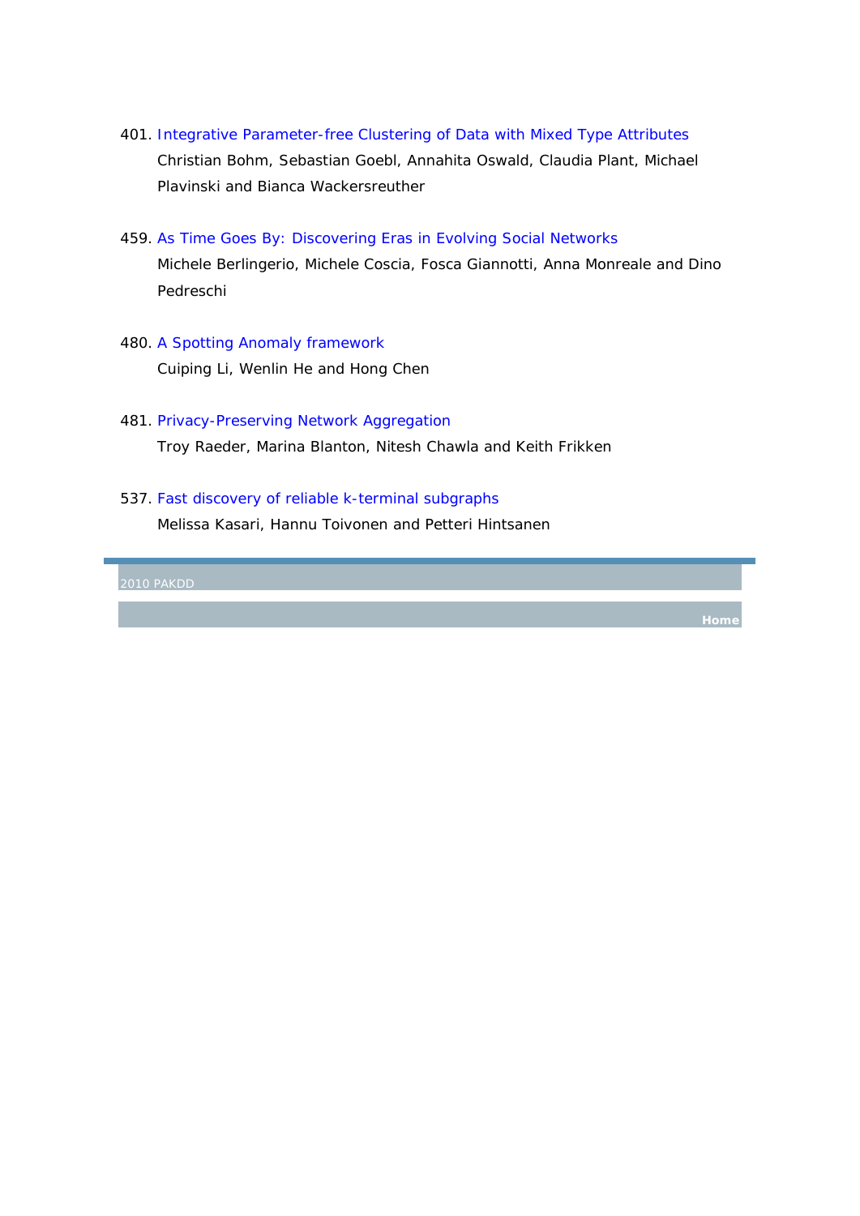401. Integrative Parameter-free Clustering of Data with Mixed Type Attributes
Christian Bohm, Sebastian Goebl, Annahita Oswald, Claudia Plant, Michael Plavinski and Bianca Wackersreuther

459. As Time Goes By: Discovering Eras in Evolving Social Networks
Michele Berlingerio, Michele Coscia, Fosca Giannotti, Anna Monreale and Dino Pedreschi

480. A Spotting Anomaly framework
Cuiping Li, Wenlin He and Hong Chen

481. Privacy-Preserving Network Aggregation
Troy Raeder, Marina Blanton, Nitesh Chawla and Keith Frikken

537. Fast discovery of reliable k-terminal subgraphs
Melissa Kasari, Hannu Toivonen and Petteri Hintsanen

2010 PAKDD

Home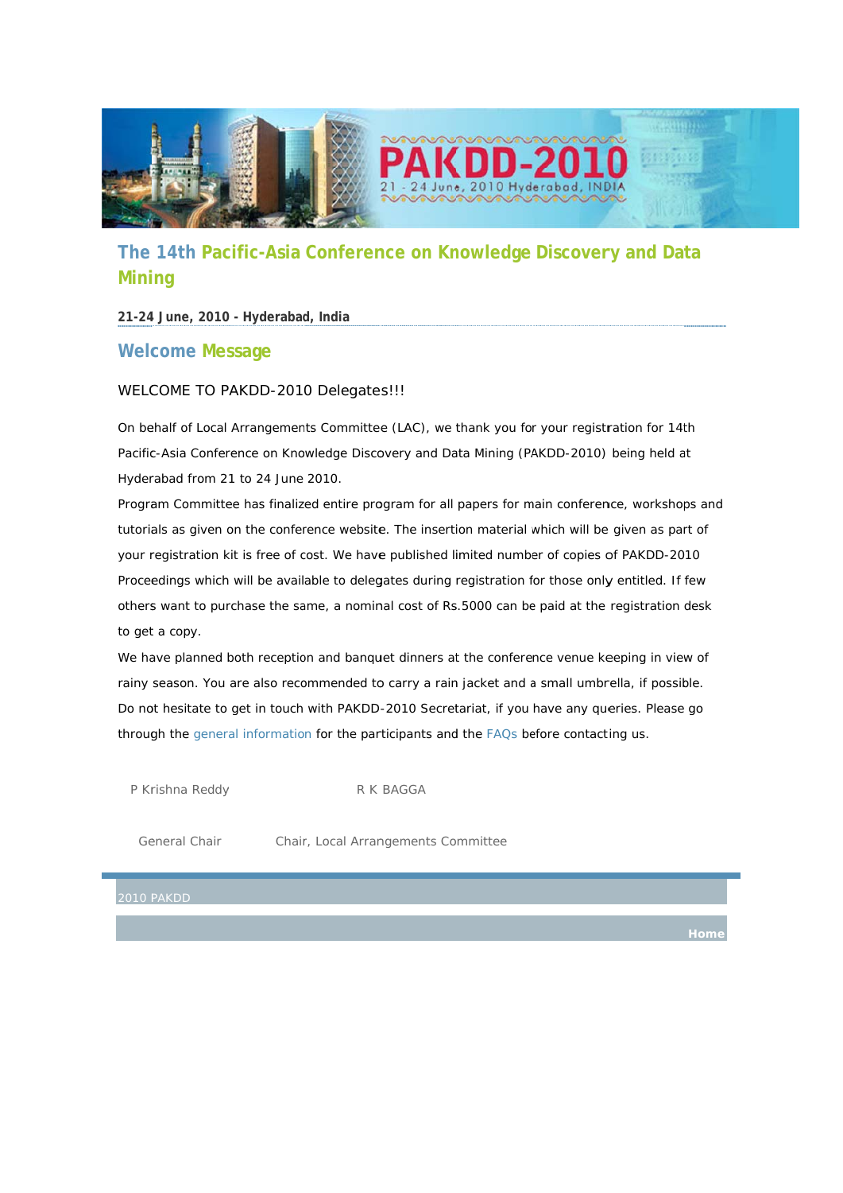## The 14th Pacific-Asia Conference on Knowledge Discovery and Data Mining

**21-24 June, 2010 - Hyderabad, India**

### Welcome Message

WELCOME TO PAKDD-2010 Delegates!!!

On behalf of Local Arrangements Committee (LAC), we thank you for your registration for 14th Pacific-Asia Conference on Knowledge Discovery and Data Mining (PAKDD-2010) being held at Hyderabad from 21 to 24 June 2010.

Program Committee has finalized entire program for all papers for main conference, workshops and tutorials as given on the conference website. The insertion material which will be given as part of your registration kit is free of cost. We have published limited number of copies of PAKDD-2010 Proceedings which will be available to delegates during registration for those only entitled. If few others want to purchase the same, a nominal cost of Rs.5000 can be paid at the registration desk to get a copy.

We have planned both reception and banquet dinners at the conference venue keeping in view of rainy season. You are also recommended to carry a rain jacket and a small umbrella, if possible. Do not hesitate to get in touch with PAKDD-2010 Secretariat, if you have any queries. Please go through the general information for the participants and the FAQs before contacting us.

| P Krishna Reddy | R K BAGGA |
|---|---|
| General Chair | Chair, Local Arrangements Committee |

2010 PAKDD

Home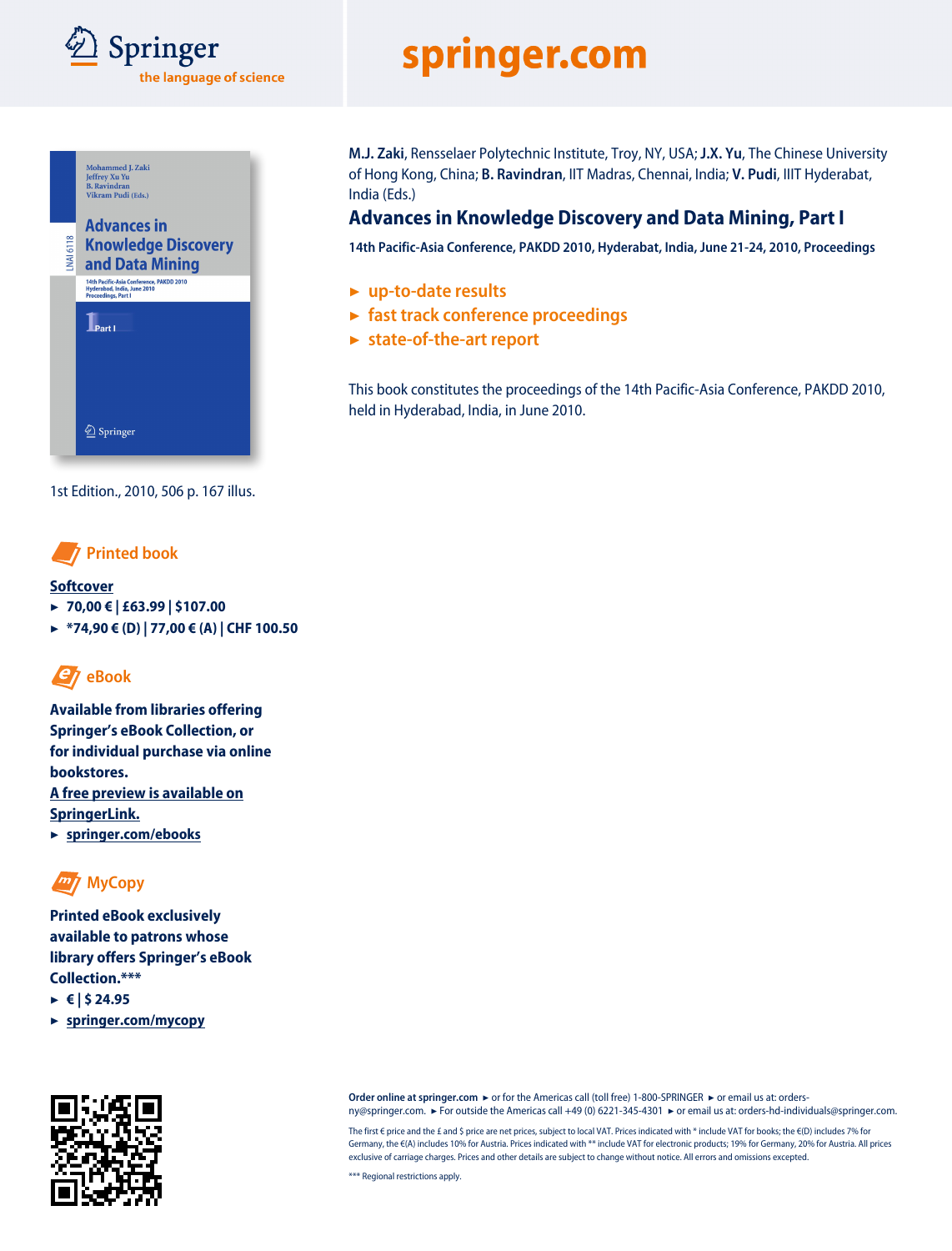Springer
the language of science

springer.com

**M.J. Zaki**, Rensselaer Polytechnic Institute, Troy, NY, USA; **J.X. Yu**, The Chinese University of Hong Kong, China; **B. Ravindran**, IIT Madras, Chennai, India; **V. Pudi**, IIIT Hyderabat, India (Eds.)

## Advances in Knowledge Discovery and Data Mining, Part I

**14th Pacific-Asia Conference, PAKDD 2010, Hyderabat, India, June 21-24, 2010, Proceedings**

- up-to-date results
- fast track conference proceedings
- state-of-the-art report

This book constitutes the proceedings of the 14th Pacific-Asia Conference, PAKDD 2010, held in Hyderabad, India, in June 2010.

1st Edition., 2010, 506 p. 167 illus.

### Printed book

**Softcover**

- **70,00 € | £63.99 | $107.00**
- **\*74,90 € (D) | 77,00 € (A) | CHF 100.50**

### eBook

**Available from libraries offering Springer's eBook Collection, or for individual purchase via online bookstores.**

**A free preview is available on SpringerLink.**

- **springer.com/ebooks**

### MyCopy

**Printed eBook exclusively available to patrons whose library offers Springer's eBook Collection.\*\*\***

- **€ | $ 24.95**
- **springer.com/mycopy**

**Order online at springer.com** ► or for the Americas call (toll free) 1-800-SPRINGER ► or email us at: orders-ny@springer.com. ► For outside the Americas call +49 (0) 6221-345-4301 ► or email us at: orders-hd-individuals@springer.com.

The first € price and the £ and $ price are net prices, subject to local VAT. Prices indicated with \* include VAT for books; the €(D) includes 7% for Germany, the €(A) includes 10% for Austria. Prices indicated with \*\* include VAT for electronic products; 19% for Germany, 20% for Austria. All prices exclusive of carriage charges. Prices and other details are subject to change without notice. All errors and omissions excepted.

\*\*\* Regional restrictions apply.